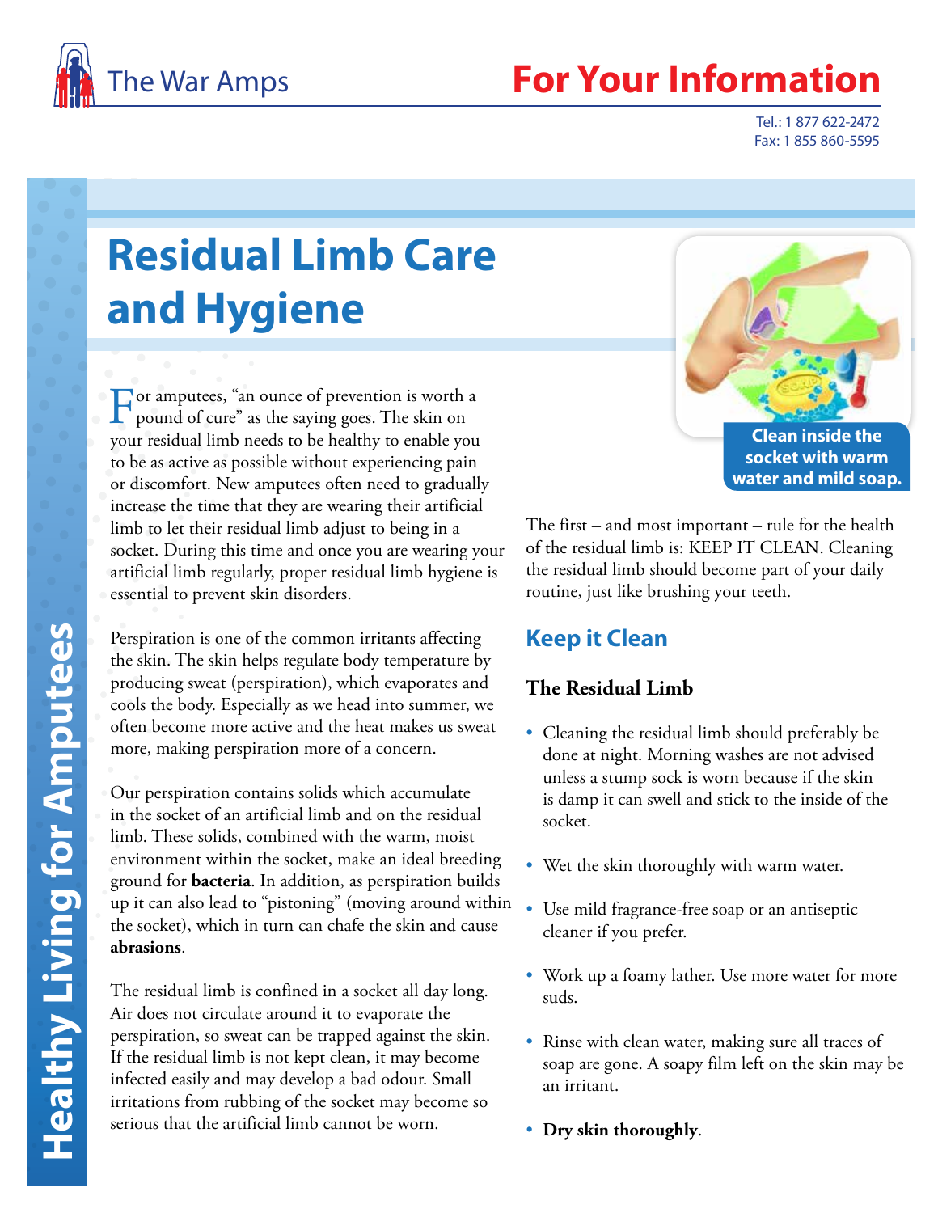The War Amps

# For Your Information

Tel.: 1 877 622-2472
Fax: 1 855 860-5595

Healthy Living for Amputees

# Residual Limb Care and Hygiene

For amputees, "an ounce of prevention is worth a pound of cure" as the saying goes. The skin on your residual limb needs to be healthy to enable you to be as active as possible without experiencing pain or discomfort. New amputees often need to gradually increase the time that they are wearing their artificial limb to let their residual limb adjust to being in a socket. During this time and once you are wearing your artificial limb regularly, proper residual limb hygiene is essential to prevent skin disorders.

Perspiration is one of the common irritants affecting the skin. The skin helps regulate body temperature by producing sweat (perspiration), which evaporates and cools the body. Especially as we head into summer, we often become more active and the heat makes us sweat more, making perspiration more of a concern.

Our perspiration contains solids which accumulate in the socket of an artificial limb and on the residual limb. These solids, combined with the warm, moist environment within the socket, make an ideal breeding ground for **bacteria**. In addition, as perspiration builds up it can also lead to "pistoning" (moving around within the socket), which in turn can chafe the skin and cause **abrasions**.

The residual limb is confined in a socket all day long. Air does not circulate around it to evaporate the perspiration, so sweat can be trapped against the skin. If the residual limb is not kept clean, it may become infected easily and may develop a bad odour. Small irritations from rubbing of the socket may become so serious that the artificial limb cannot be worn.

Clean inside the socket with warm water and mild soap.

The first – and most important – rule for the health of the residual limb is: KEEP IT CLEAN. Cleaning the residual limb should become part of your daily routine, just like brushing your teeth.

## Keep it Clean

### The Residual Limb

- Cleaning the residual limb should preferably be done at night. Morning washes are not advised unless a stump sock is worn because if the skin is damp it can swell and stick to the inside of the socket.
- Wet the skin thoroughly with warm water.
- Use mild fragrance-free soap or an antiseptic cleaner if you prefer.
- Work up a foamy lather. Use more water for more suds.
- Rinse with clean water, making sure all traces of soap are gone. A soapy film left on the skin may be an irritant.
- **Dry skin thoroughly**.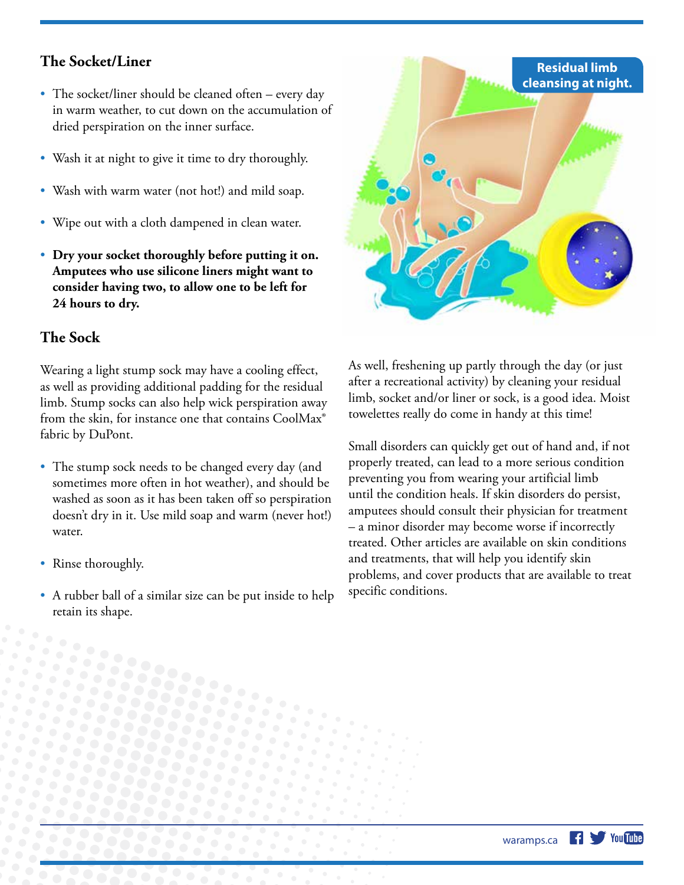## The Socket/Liner

- The socket/liner should be cleaned often – every day in warm weather, to cut down on the accumulation of dried perspiration on the inner surface.
- Wash it at night to give it time to dry thoroughly.
- Wash with warm water (not hot!) and mild soap.
- Wipe out with a cloth dampened in clean water.
- **Dry your socket thoroughly before putting it on. Amputees who use silicone liners might want to consider having two, to allow one to be left for 24 hours to dry.**

Residual limb cleansing at night.

## The Sock

Wearing a light stump sock may have a cooling effect, as well as providing additional padding for the residual limb. Stump socks can also help wick perspiration away from the skin, for instance one that contains CoolMax® fabric by DuPont.

- The stump sock needs to be changed every day (and sometimes more often in hot weather), and should be washed as soon as it has been taken off so perspiration doesn't dry in it. Use mild soap and warm (never hot!) water.
- Rinse thoroughly.
- A rubber ball of a similar size can be put inside to help retain its shape.

As well, freshening up partly through the day (or just after a recreational activity) by cleaning your residual limb, socket and/or liner or sock, is a good idea. Moist towelettes really do come in handy at this time!

Small disorders can quickly get out of hand and, if not properly treated, can lead to a more serious condition preventing you from wearing your artificial limb until the condition heals. If skin disorders do persist, amputees should consult their physician for treatment – a minor disorder may become worse if incorrectly treated. Other articles are available on skin conditions and treatments, that will help you identify skin problems, and cover products that are available to treat specific conditions.